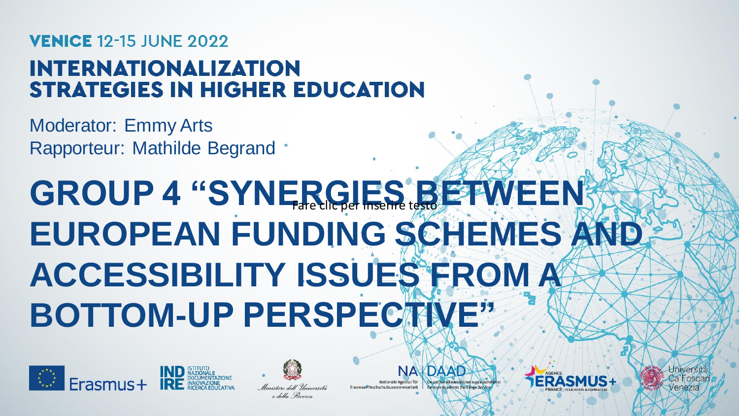**VENICE** 12-15 JUNE 2022

## INTERNATIONALIZATION STRATEGIES IN HIGHER EDUCATION

Moderator: Emmy Arts
Rapporteur: Mathilde Begrand

# GROUP 4 "SYNERGIES BETWEEN EUROPEAN FUNDING SCHEMES AND ACCESSIBILITY ISSUES FROM A BOTTOM-UP PERSPECTIVE"

Fare clic per inserire testo

Erasmus+ | INDIRE Istituto Nazionale Documentazione Innovazione Ricerca Educativa | Ministero dell'Università e della Ricerca | NA DAAD Nationale Agentur für Erasmus+ Hochschulzusammenarbeit | Deutscher Akademischer Austauschdienst German Academic Exchange Service | Agence Erasmus+ France Education & Formation | Università Ca'Foscari Venezia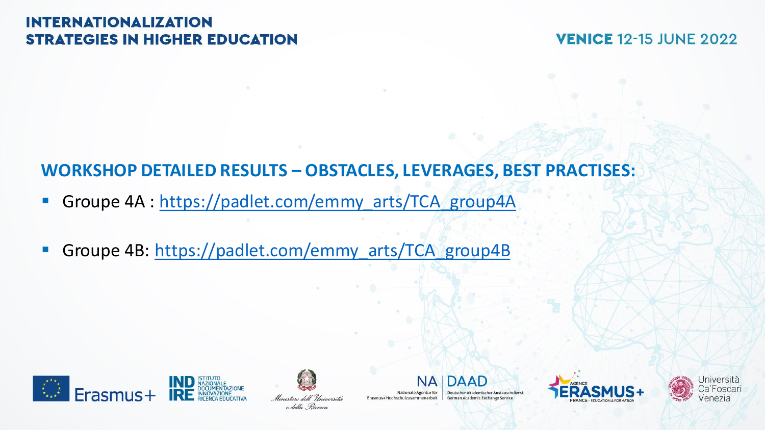## WORKSHOP DETAILED RESULTS – OBSTACLES, LEVERAGES, BEST PRACTISES:

- Groupe 4A : https://padlet.com/emmy_arts/TCA_group4A
- Groupe 4B: https://padlet.com/emmy_arts/TCA_group4B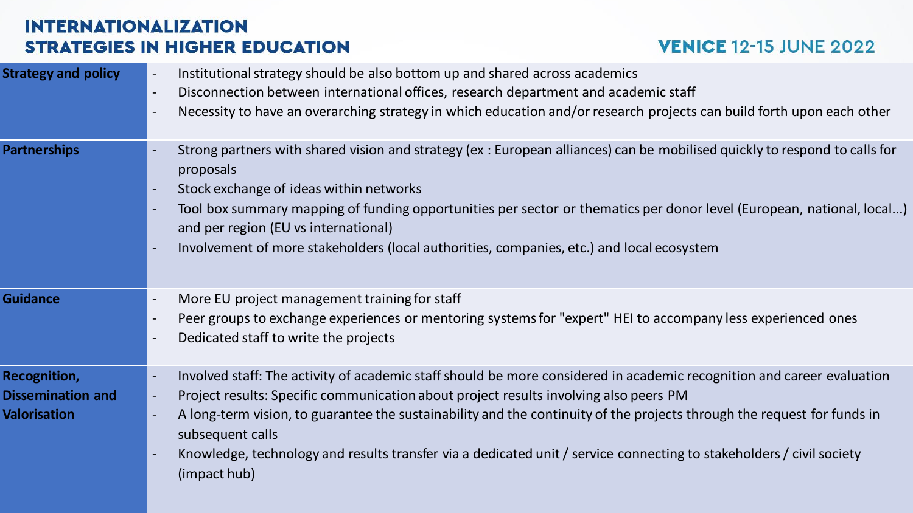# INTERNATIONALIZATION STRATEGIES IN HIGHER EDUCATION

**VENICE 12-15 JUNE 2022**

| | |
|---|---|
| **Strategy and policy** | - Institutional strategy should be also bottom up and shared across academics<br>- Disconnection between international offices, research department and academic staff<br>- Necessity to have an overarching strategy in which education and/or research projects can build forth upon each other |
| **Partnerships** | - Strong partners with shared vision and strategy (ex : European alliances) can be mobilised quickly to respond to calls for proposals<br>- Stock exchange of ideas within networks<br>- Tool box summary mapping of funding opportunities per sector or thematics per donor level (European, national, local…) and per region (EU vs international)<br>- Involvement of more stakeholders (local authorities, companies, etc.) and local ecosystem |
| **Guidance** | - More EU project management training for staff<br>- Peer groups to exchange experiences or mentoring systems for "expert" HEI to accompany less experienced ones<br>- Dedicated staff to write the projects |
| **Recognition, Dissemination and Valorisation** | - Involved staff: The activity of academic staff should be more considered in academic recognition and career evaluation<br>- Project results: Specific communication about project results involving also peers PM<br>- A long-term vision, to guarantee the sustainability and the continuity of the projects through the request for funds in subsequent calls<br>- Knowledge, technology and results transfer via a dedicated unit / service connecting to stakeholders / civil society (impact hub) |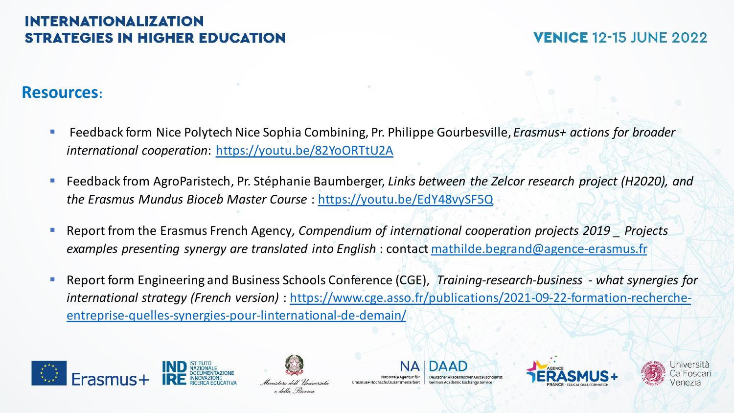## Resources:

- Feedback form Nice Polytech Nice Sophia Combining, Pr. Philippe Gourbesville, *Erasmus+ actions for broader international cooperation*: https://youtu.be/82YoORTtU2A
- Feedback from AgroParistech, Pr. Stéphanie Baumberger, *Links between the Zelcor research project (H2020), and the Erasmus Mundus Bioceb Master Course* : https://youtu.be/EdY48vySF5Q
- Report from the Erasmus French Agency, *Compendium of international cooperation projects 2019 _ Projects examples presenting synergy are translated into English* : contact mathilde.begrand@agence-erasmus.fr
- Report form Engineering and Business Schools Conference (CGE), *Training-research-business - what synergies for international strategy (French version)* : https://www.cge.asso.fr/publications/2021-09-22-formation-recherche-entreprise-quelles-synergies-pour-linternational-de-demain/